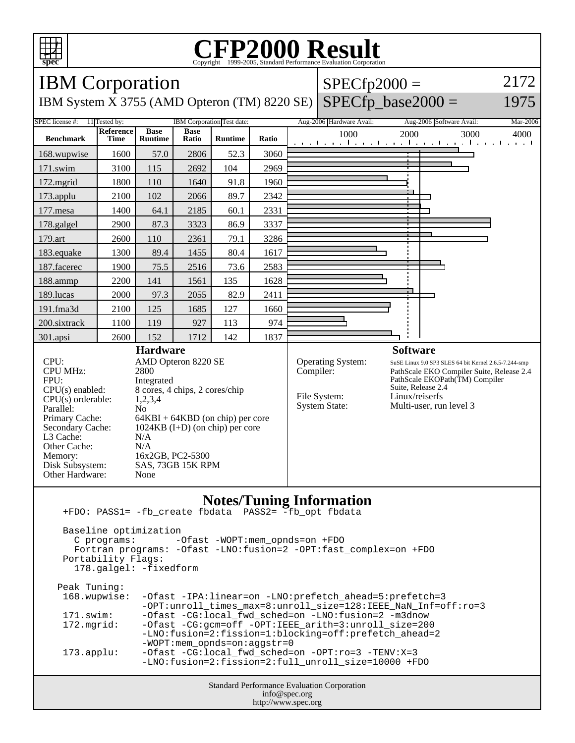# CFP2000 Result

Copyright 1999-2005, Standard Performance Evaluation Corporation

## IBM Corporation

IBM System X 3755 (AMD Opteron (TM) 8220 SE)

SPECfp2000 = 2172

SPECfp_base2000 = 1975

SPEC license #: 11 | Tested by: IBM Corporation | Test date: Aug-2006 | Hardware Avail: Aug-2006 | Software Avail: Mar-2006

| Benchmark | Reference Time | Base Runtime | Base Ratio | Runtime | Ratio |
|---|---|---|---|---|---|
| 168.wupwise | 1600 | 57.0 | 2806 | 52.3 | 3060 |
| 171.swim | 3100 | 115 | 2692 | 104 | 2969 |
| 172.mgrid | 1800 | 110 | 1640 | 91.8 | 1960 |
| 173.applu | 2100 | 102 | 2066 | 89.7 | 2342 |
| 177.mesa | 1400 | 64.1 | 2185 | 60.1 | 2331 |
| 178.galgel | 2900 | 87.3 | 3323 | 86.9 | 3337 |
| 179.art | 2600 | 110 | 2361 | 79.1 | 3286 |
| 183.equake | 1300 | 89.4 | 1455 | 80.4 | 1617 |
| 187.facerec | 1900 | 75.5 | 2516 | 73.6 | 2583 |
| 188.ammp | 2200 | 141 | 1561 | 135 | 1628 |
| 189.lucas | 2000 | 97.3 | 2055 | 82.9 | 2411 |
| 191.fma3d | 2100 | 125 | 1685 | 127 | 1660 |
| 200.sixtrack | 1100 | 119 | 927 | 113 | 974 |
| 301.apsi | 2600 | 152 | 1712 | 142 | 1837 |

### Hardware

| | |
|---|---|
| CPU: | AMD Opteron 8220 SE |
| CPU MHz: | 2800 |
| FPU: | Integrated |
| CPU(s) enabled: | 8 cores, 4 chips, 2 cores/chip |
| CPU(s) orderable: | 1,2,3,4 |
| Parallel: | No |
| Primary Cache: | 64KBI + 64KBD (on chip) per core |
| Secondary Cache: | 1024KB (I+D) (on chip) per core |
| L3 Cache: | N/A |
| Other Cache: | N/A |
| Memory: | 16x2GB, PC2-5300 |
| Disk Subsystem: | SAS, 73GB 15K RPM |
| Other Hardware: | None |

### Software

| | |
|---|---|
| Operating System: | SuSE Linux 9.0 SP3 SLES 64 bit Kernel 2.6.5-7.244-smp |
| Compiler: | PathScale EKO Compiler Suite, Release 2.4 PathScale EKOPath(TM) Compiler Suite, Release 2.4 |
| File System: | Linux/reiserfs |
| System State: | Multi-user, run level 3 |

### Notes/Tuning Information

```
+FDO: PASS1= -fb_create fbdata  PASS2= -fb_opt fbdata

Baseline optimization
  C programs:       -Ofast -WOPT:mem_opnds=on +FDO
  Fortran programs: -Ofast -LNO:fusion=2 -OPT:fast_complex=on +FDO
Portability Flags:
  178.galgel: -fixedform

Peak Tuning:
 168.wupwise:  -Ofast -IPA:linear=on -LNO:prefetch_ahead=5:prefetch=3
               -OPT:unroll_times_max=8:unroll_size=128:IEEE_NaN_Inf=off:ro=3
 171.swim:     -Ofast -CG:local_fwd_sched=on -LNO:fusion=2 -m3dnow
 172.mgrid:    -Ofast -CG:gcm=off -OPT:IEEE_arith=3:unroll_size=200
               -LNO:fusion=2:fission=1:blocking=off:prefetch_ahead=2
               -WOPT:mem_opnds=on:aggstr=0
 173.applu:    -Ofast -CG:local_fwd_sched=on -OPT:ro=3 -TENV:X=3
               -LNO:fusion=2:fission=2:full_unroll_size=10000 +FDO
```

Standard Performance Evaluation Corporation
info@spec.org
http://www.spec.org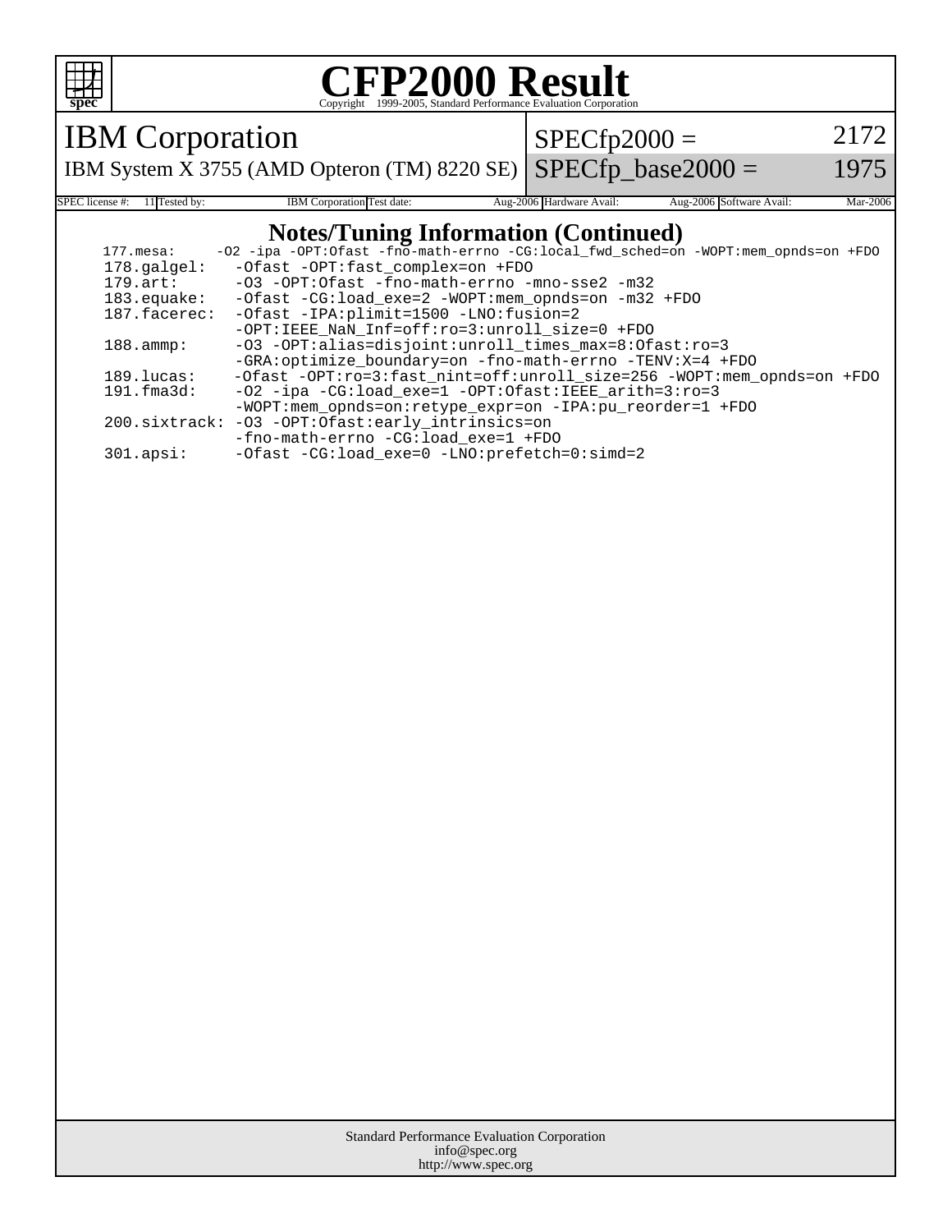# CFP2000 Result

Copyright 1999-2005, Standard Performance Evaluation Corporation

## IBM Corporation

IBM System X 3755 (AMD Opteron (TM) 8220 SE)

SPECfp2000 = 2172

SPECfp_base2000 = 1975

| SPEC license #: | 11 | Tested by: | IBM Corporation | Test date: | Aug-2006 | Hardware Avail: | Aug-2006 | Software Avail: | Mar-2006 |
|---|---|---|---|---|---|---|---|---|---|

### Notes/Tuning Information (Continued)

```
177.mesa:     -O2 -ipa -OPT:Ofast -fno-math-errno -CG:local_fwd_sched=on -WOPT:mem_opnds=on +FDO
178.galgel:   -Ofast -OPT:fast_complex=on +FDO
179.art:      -O3 -OPT:Ofast -fno-math-errno -mno-sse2 -m32
183.equake:   -Ofast -CG:load_exe=2 -WOPT:mem_opnds=on -m32 +FDO
187.facerec:  -Ofast -IPA:plimit=1500 -LNO:fusion=2
              -OPT:IEEE_NaN_Inf=off:ro=3:unroll_size=0 +FDO
188.ammp:     -O3 -OPT:alias=disjoint:unroll_times_max=8:Ofast:ro=3
              -GRA:optimize_boundary=on -fno-math-errno -TENV:X=4 +FDO
189.lucas:    -Ofast -OPT:ro=3:fast_nint=off:unroll_size=256 -WOPT:mem_opnds=on +FDO
191.fma3d:    -O2 -ipa -CG:load_exe=1 -OPT:Ofast:IEEE_arith=3:ro=3
              -WOPT:mem_opnds=on:retype_expr=on -IPA:pu_reorder=1 +FDO
200.sixtrack: -O3 -OPT:Ofast:early_intrinsics=on
              -fno-math-errno -CG:load_exe=1 +FDO
301.apsi:     -Ofast -CG:load_exe=0 -LNO:prefetch=0:simd=2
```

Standard Performance Evaluation Corporation
info@spec.org
http://www.spec.org